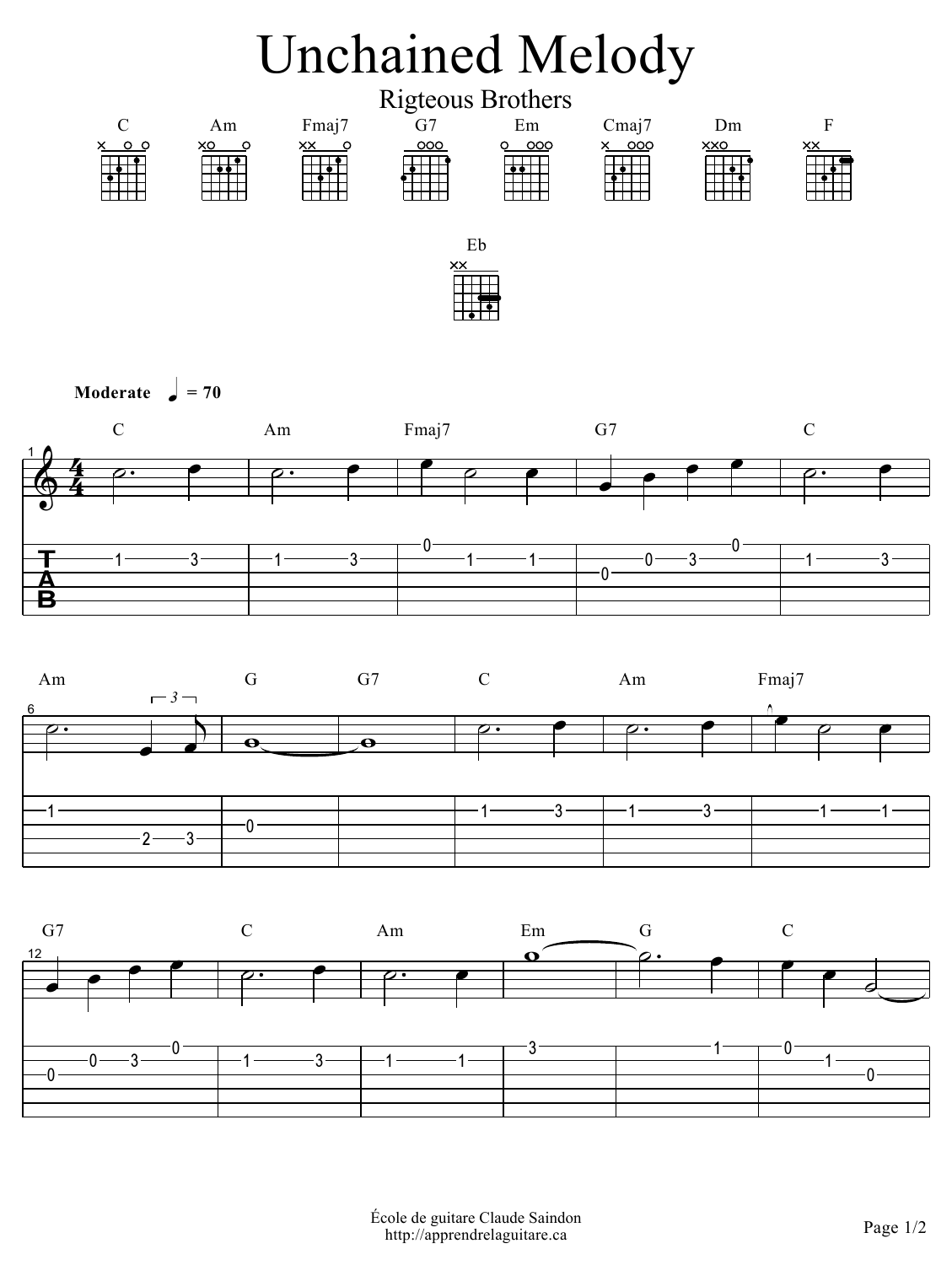# Unchained Melody

## Rigteous Brothers

C Am Fmaj7 G7 Em Cmaj7 Dm F

Eb

**Moderate** ♩ = 70

C Am Fmaj7 G7 C

Am G G7 C Am Fmaj7

G7 C Am Em G C

École de guitare Claude Saindon
http://apprendrelaguitare.ca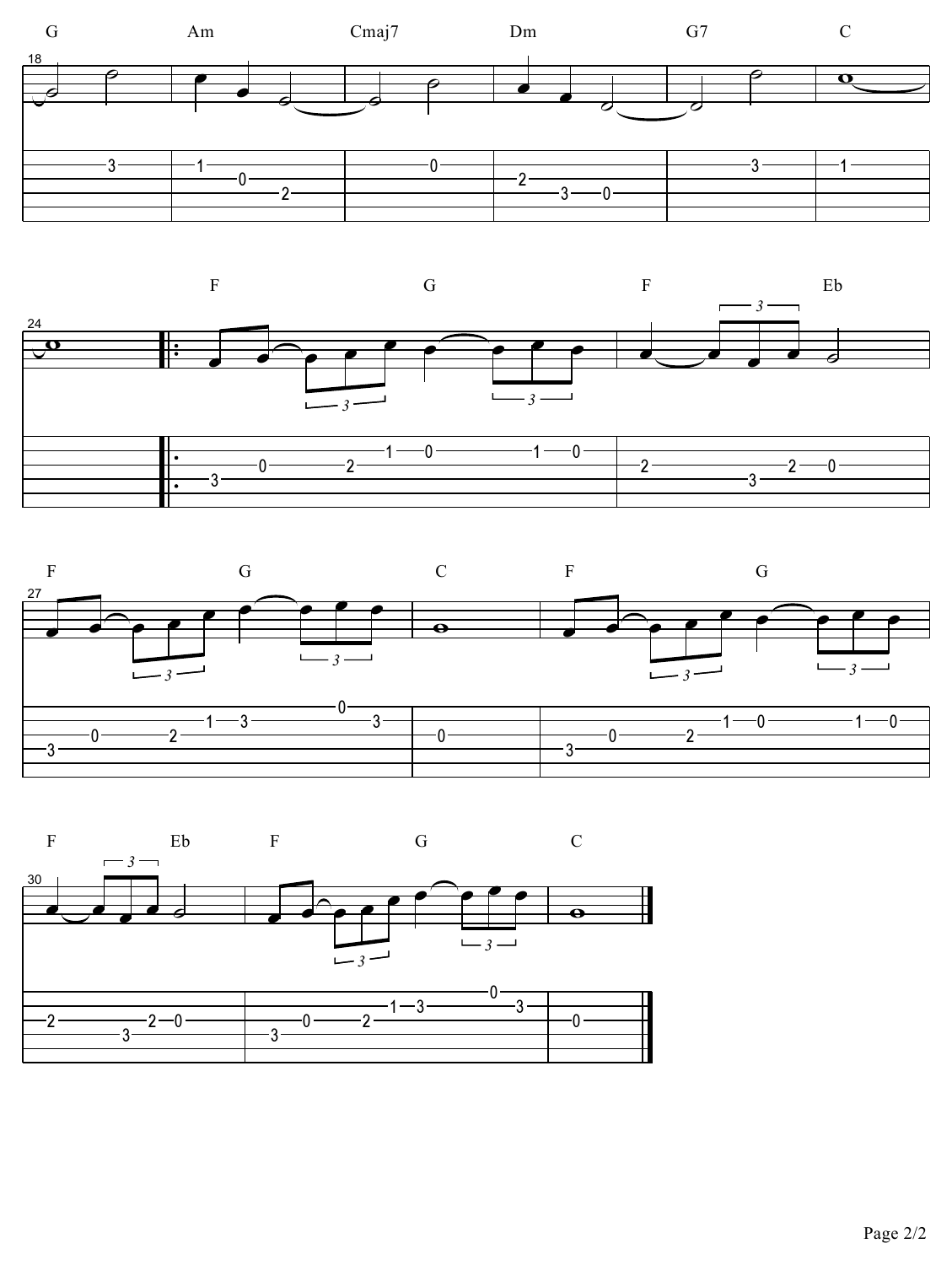G Am Cmaj7 Dm G7 C

F G F Eb

F G C F G

F Eb F G C